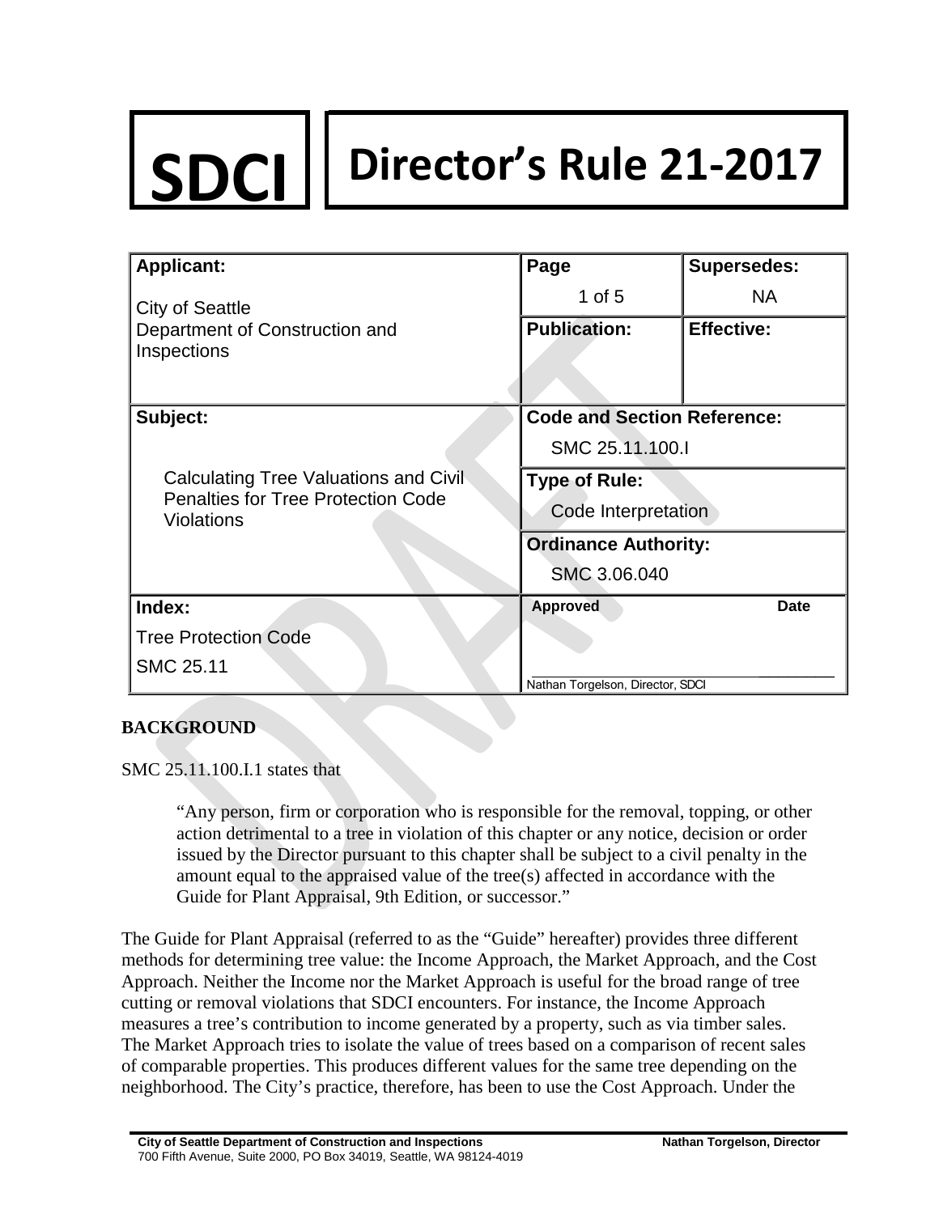# SDCI Director's Rule 21-2017

| Applicant: | Page | Supersedes: |
|---|---|---|
| City of Seattle Department of Construction and Inspections | 1 of 5 | NA |
| | **Publication:** | **Effective:** |
| **Subject:** | **Code and Section Reference:** | |
| Calculating Tree Valuations and Civil Penalties for Tree Protection Code Violations | SMC 25.11.100.I | |
| | **Type of Rule:** | |
| | Code Interpretation | |
| | **Ordinance Authority:** | |
| | SMC 3.06.040 | |
| **Index:** | **Approved** | **Date** |
| Tree Protection Code<br>SMC 25.11 | Nathan Torgelson, Director, SDCI | |

## BACKGROUND

SMC 25.11.100.I.1 states that

> "Any person, firm or corporation who is responsible for the removal, topping, or other action detrimental to a tree in violation of this chapter or any notice, decision or order issued by the Director pursuant to this chapter shall be subject to a civil penalty in the amount equal to the appraised value of the tree(s) affected in accordance with the Guide for Plant Appraisal, 9th Edition, or successor."

The Guide for Plant Appraisal (referred to as the "Guide" hereafter) provides three different methods for determining tree value: the Income Approach, the Market Approach, and the Cost Approach. Neither the Income nor the Market Approach is useful for the broad range of tree cutting or removal violations that SDCI encounters. For instance, the Income Approach measures a tree's contribution to income generated by a property, such as via timber sales. The Market Approach tries to isolate the value of trees based on a comparison of recent sales of comparable properties. This produces different values for the same tree depending on the neighborhood. The City's practice, therefore, has been to use the Cost Approach. Under the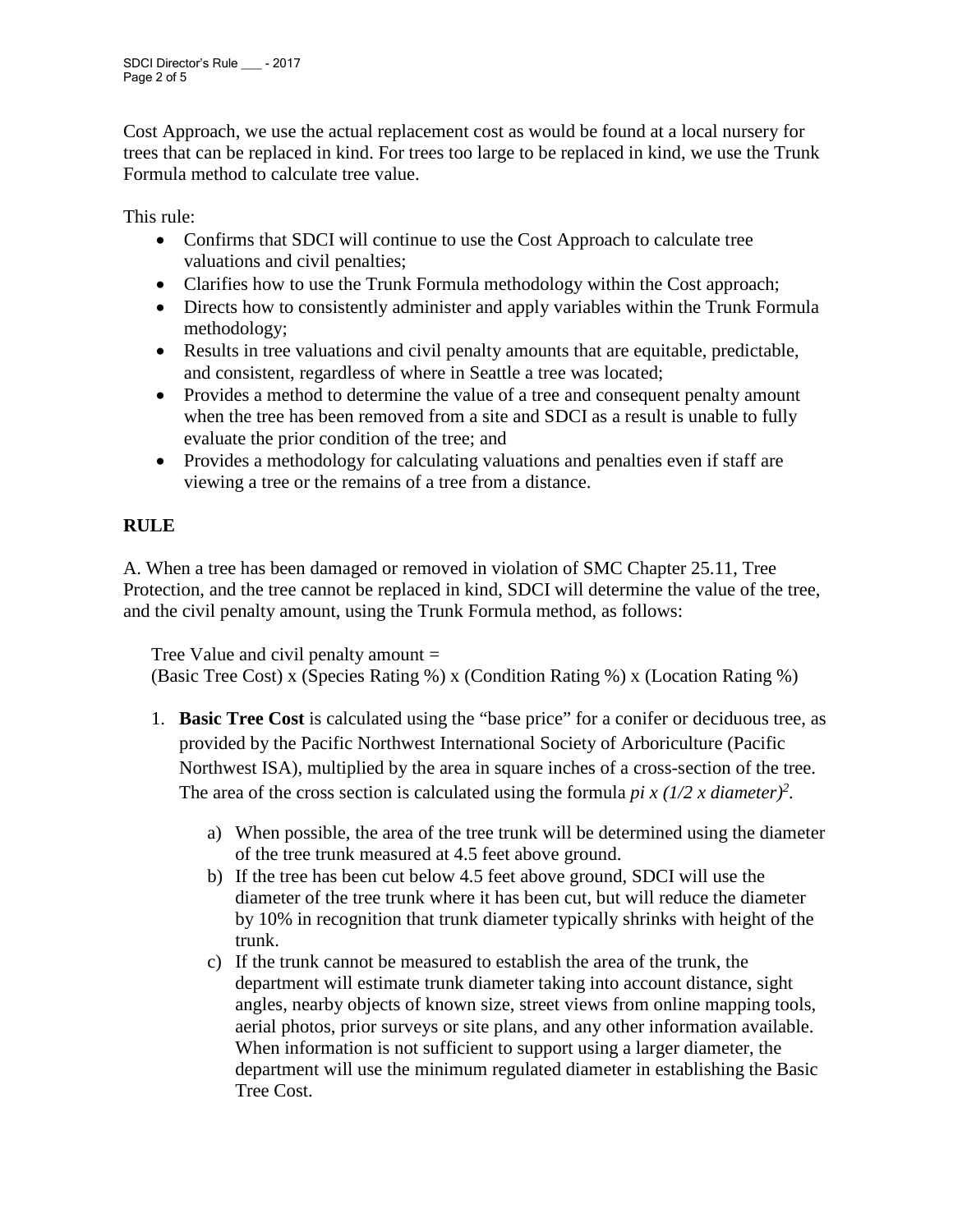Cost Approach, we use the actual replacement cost as would be found at a local nursery for trees that can be replaced in kind. For trees too large to be replaced in kind, we use the Trunk Formula method to calculate tree value.

This rule:

- Confirms that SDCI will continue to use the Cost Approach to calculate tree valuations and civil penalties;
- Clarifies how to use the Trunk Formula methodology within the Cost approach;
- Directs how to consistently administer and apply variables within the Trunk Formula methodology;
- Results in tree valuations and civil penalty amounts that are equitable, predictable, and consistent, regardless of where in Seattle a tree was located;
- Provides a method to determine the value of a tree and consequent penalty amount when the tree has been removed from a site and SDCI as a result is unable to fully evaluate the prior condition of the tree; and
- Provides a methodology for calculating valuations and penalties even if staff are viewing a tree or the remains of a tree from a distance.

## RULE

A. When a tree has been damaged or removed in violation of SMC Chapter 25.11, Tree Protection, and the tree cannot be replaced in kind, SDCI will determine the value of the tree, and the civil penalty amount, using the Trunk Formula method, as follows:

Tree Value and civil penalty amount =
(Basic Tree Cost) x (Species Rating %) x (Condition Rating %) x (Location Rating %)

1. **Basic Tree Cost** is calculated using the "base price" for a conifer or deciduous tree, as provided by the Pacific Northwest International Society of Arboriculture (Pacific Northwest ISA), multiplied by the area in square inches of a cross-section of the tree. The area of the cross section is calculated using the formula $pi \times (1/2 \times diameter)^2$.

   a) When possible, the area of the tree trunk will be determined using the diameter of the tree trunk measured at 4.5 feet above ground.
   
   b) If the tree has been cut below 4.5 feet above ground, SDCI will use the diameter of the tree trunk where it has been cut, but will reduce the diameter by 10% in recognition that trunk diameter typically shrinks with height of the trunk.
   
   c) If the trunk cannot be measured to establish the area of the trunk, the department will estimate trunk diameter taking into account distance, sight angles, nearby objects of known size, street views from online mapping tools, aerial photos, prior surveys or site plans, and any other information available. When information is not sufficient to support using a larger diameter, the department will use the minimum regulated diameter in establishing the Basic Tree Cost.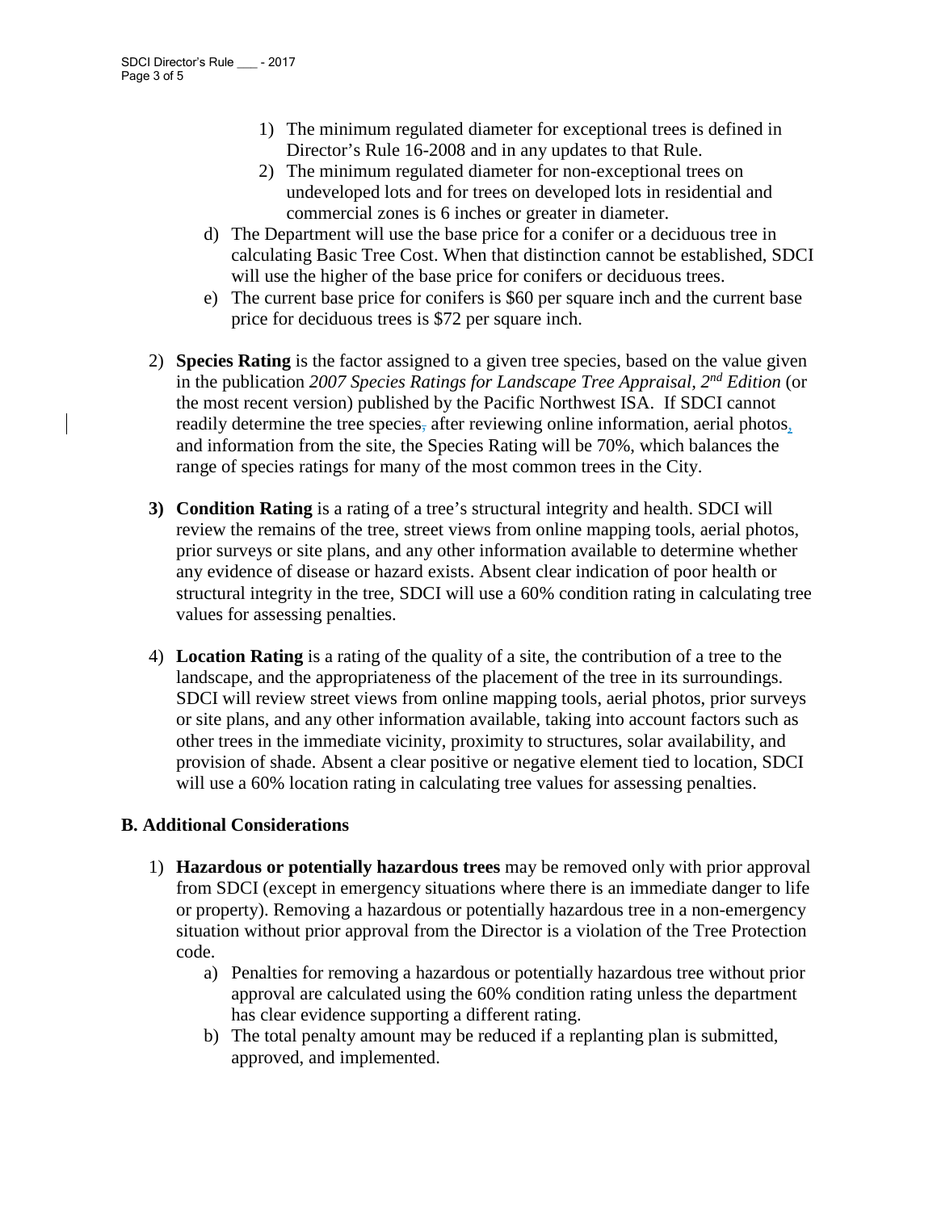1) The minimum regulated diameter for exceptional trees is defined in Director's Rule 16-2008 and in any updates to that Rule.
2) The minimum regulated diameter for non-exceptional trees on undeveloped lots and for trees on developed lots in residential and commercial zones is 6 inches or greater in diameter.

d) The Department will use the base price for a conifer or a deciduous tree in calculating Basic Tree Cost. When that distinction cannot be established, SDCI will use the higher of the base price for conifers or deciduous trees.

e) The current base price for conifers is $60 per square inch and the current base price for deciduous trees is $72 per square inch.

2) **Species Rating** is the factor assigned to a given tree species, based on the value given in the publication *2007 Species Ratings for Landscape Tree Appraisal, 2nd Edition* (or the most recent version) published by the Pacific Northwest ISA. If SDCI cannot readily determine the tree species after reviewing online information, aerial photos, and information from the site, the Species Rating will be 70%, which balances the range of species ratings for many of the most common trees in the City.

3) **Condition Rating** is a rating of a tree's structural integrity and health. SDCI will review the remains of the tree, street views from online mapping tools, aerial photos, prior surveys or site plans, and any other information available to determine whether any evidence of disease or hazard exists. Absent clear indication of poor health or structural integrity in the tree, SDCI will use a 60% condition rating in calculating tree values for assessing penalties.

4) **Location Rating** is a rating of the quality of a site, the contribution of a tree to the landscape, and the appropriateness of the placement of the tree in its surroundings. SDCI will review street views from online mapping tools, aerial photos, prior surveys or site plans, and any other information available, taking into account factors such as other trees in the immediate vicinity, proximity to structures, solar availability, and provision of shade. Absent a clear positive or negative element tied to location, SDCI will use a 60% location rating in calculating tree values for assessing penalties.

## B. Additional Considerations

1) **Hazardous or potentially hazardous trees** may be removed only with prior approval from SDCI (except in emergency situations where there is an immediate danger to life or property). Removing a hazardous or potentially hazardous tree in a non-emergency situation without prior approval from the Director is a violation of the Tree Protection code.
   a) Penalties for removing a hazardous or potentially hazardous tree without prior approval are calculated using the 60% condition rating unless the department has clear evidence supporting a different rating.
   b) The total penalty amount may be reduced if a replanting plan is submitted, approved, and implemented.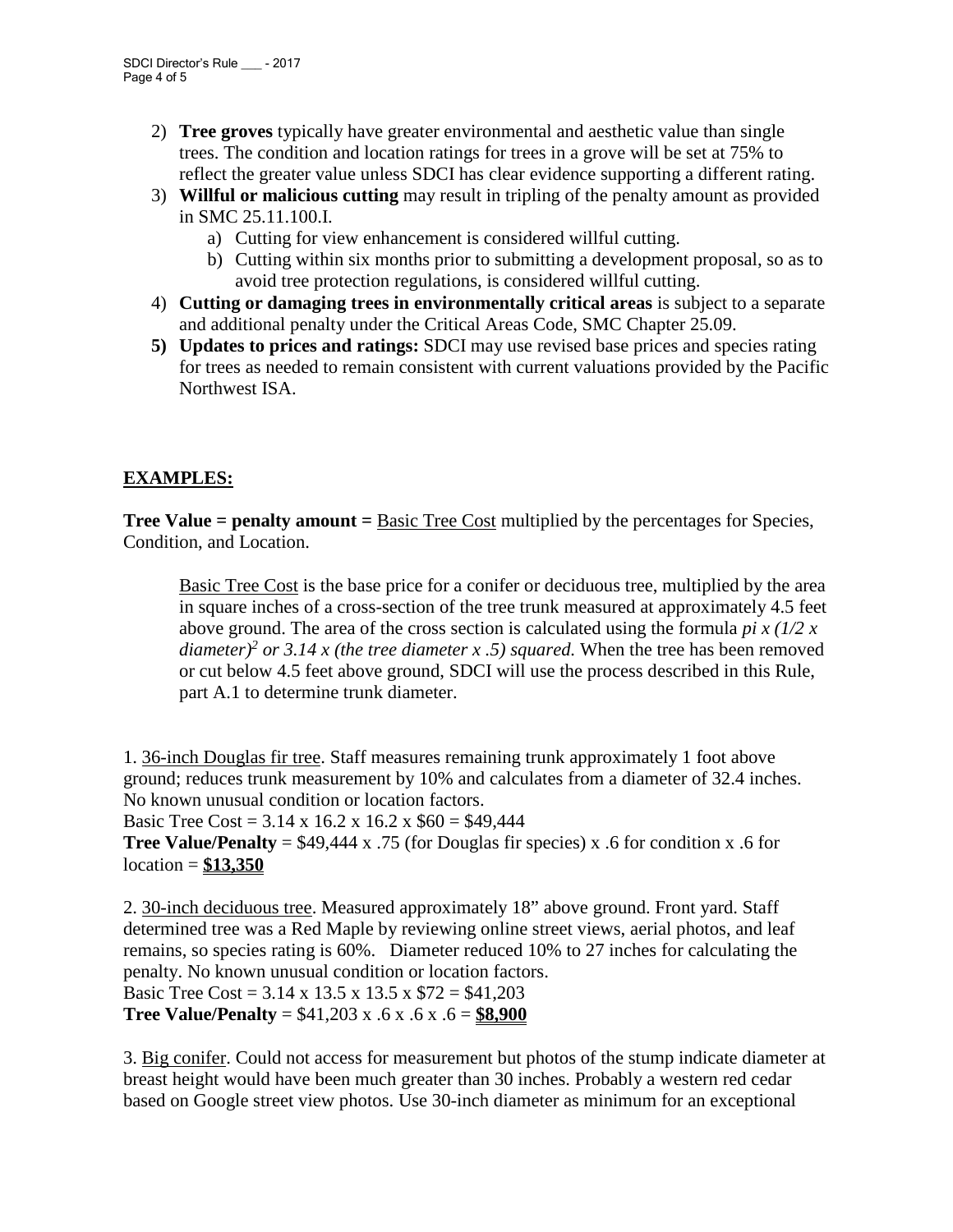2) **Tree groves** typically have greater environmental and aesthetic value than single trees. The condition and location ratings for trees in a grove will be set at 75% to reflect the greater value unless SDCI has clear evidence supporting a different rating.
3) **Willful or malicious cutting** may result in tripling of the penalty amount as provided in SMC 25.11.100.I.
    a) Cutting for view enhancement is considered willful cutting.
    b) Cutting within six months prior to submitting a development proposal, so as to avoid tree protection regulations, is considered willful cutting.
4) **Cutting or damaging trees in environmentally critical areas** is subject to a separate and additional penalty under the Critical Areas Code, SMC Chapter 25.09.
5) **Updates to prices and ratings:** SDCI may use revised base prices and species rating for trees as needed to remain consistent with current valuations provided by the Pacific Northwest ISA.

## EXAMPLES:

**Tree Value = penalty amount =** Basic Tree Cost multiplied by the percentages for Species, Condition, and Location.

> Basic Tree Cost is the base price for a conifer or deciduous tree, multiplied by the area in square inches of a cross-section of the tree trunk measured at approximately 4.5 feet above ground. The area of the cross section is calculated using the formula *pi x* $(1/2 \times diameter)^2$ *or 3.14 x (the tree diameter x .5) squared.* When the tree has been removed or cut below 4.5 feet above ground, SDCI will use the process described in this Rule, part A.1 to determine trunk diameter.

1. 36-inch Douglas fir tree. Staff measures remaining trunk approximately 1 foot above ground; reduces trunk measurement by 10% and calculates from a diameter of 32.4 inches. No known unusual condition or location factors.
Basic Tree Cost = 3.14 x 16.2 x 16.2 x $60 = $49,444
**Tree Value/Penalty** = $49,444 x .75 (for Douglas fir species) x .6 for condition x .6 for location = **$13,350**

2. 30-inch deciduous tree. Measured approximately 18” above ground. Front yard. Staff determined tree was a Red Maple by reviewing online street views, aerial photos, and leaf remains, so species rating is 60%. Diameter reduced 10% to 27 inches for calculating the penalty. No known unusual condition or location factors.
Basic Tree Cost = 3.14 x 13.5 x 13.5 x $72 = $41,203
**Tree Value/Penalty** = $41,203 x .6 x .6 x .6 = **$8,900**

3. Big conifer. Could not access for measurement but photos of the stump indicate diameter at breast height would have been much greater than 30 inches. Probably a western red cedar based on Google street view photos. Use 30-inch diameter as minimum for an exceptional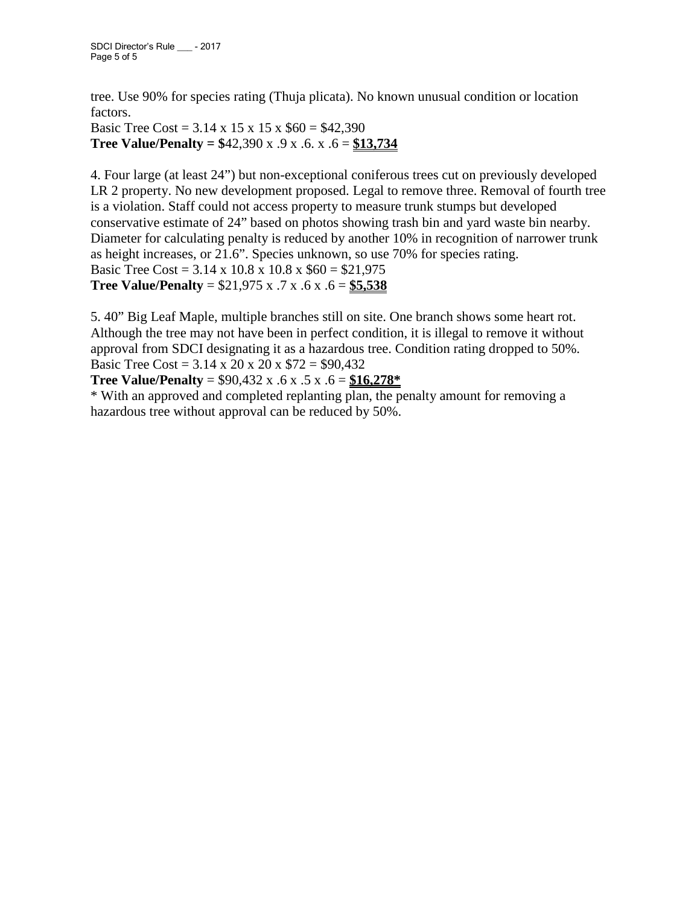tree. Use 90% for species rating (Thuja plicata). No known unusual condition or location factors.
Basic Tree Cost = 3.14 x 15 x 15 x $60 = $42,390
**Tree Value/Penalty = $**42,390 x .9 x .6. x .6 = **$13,734**

4. Four large (at least 24") but non-exceptional coniferous trees cut on previously developed LR 2 property. No new development proposed. Legal to remove three. Removal of fourth tree is a violation. Staff could not access property to measure trunk stumps but developed conservative estimate of 24" based on photos showing trash bin and yard waste bin nearby. Diameter for calculating penalty is reduced by another 10% in recognition of narrower trunk as height increases, or 21.6". Species unknown, so use 70% for species rating.
Basic Tree Cost = 3.14 x 10.8 x 10.8 x $60 = $21,975
**Tree Value/Penalty** = $21,975 x .7 x .6 x .6 = **$5,538**

5. 40" Big Leaf Maple, multiple branches still on site. One branch shows some heart rot. Although the tree may not have been in perfect condition, it is illegal to remove it without approval from SDCI designating it as a hazardous tree. Condition rating dropped to 50%.
Basic Tree Cost = 3.14 x 20 x 20 x $72 = $90,432
**Tree Value/Penalty** = $90,432 x .6 x .5 x .6 = **$16,278***
* With an approved and completed replanting plan, the penalty amount for removing a hazardous tree without approval can be reduced by 50%.